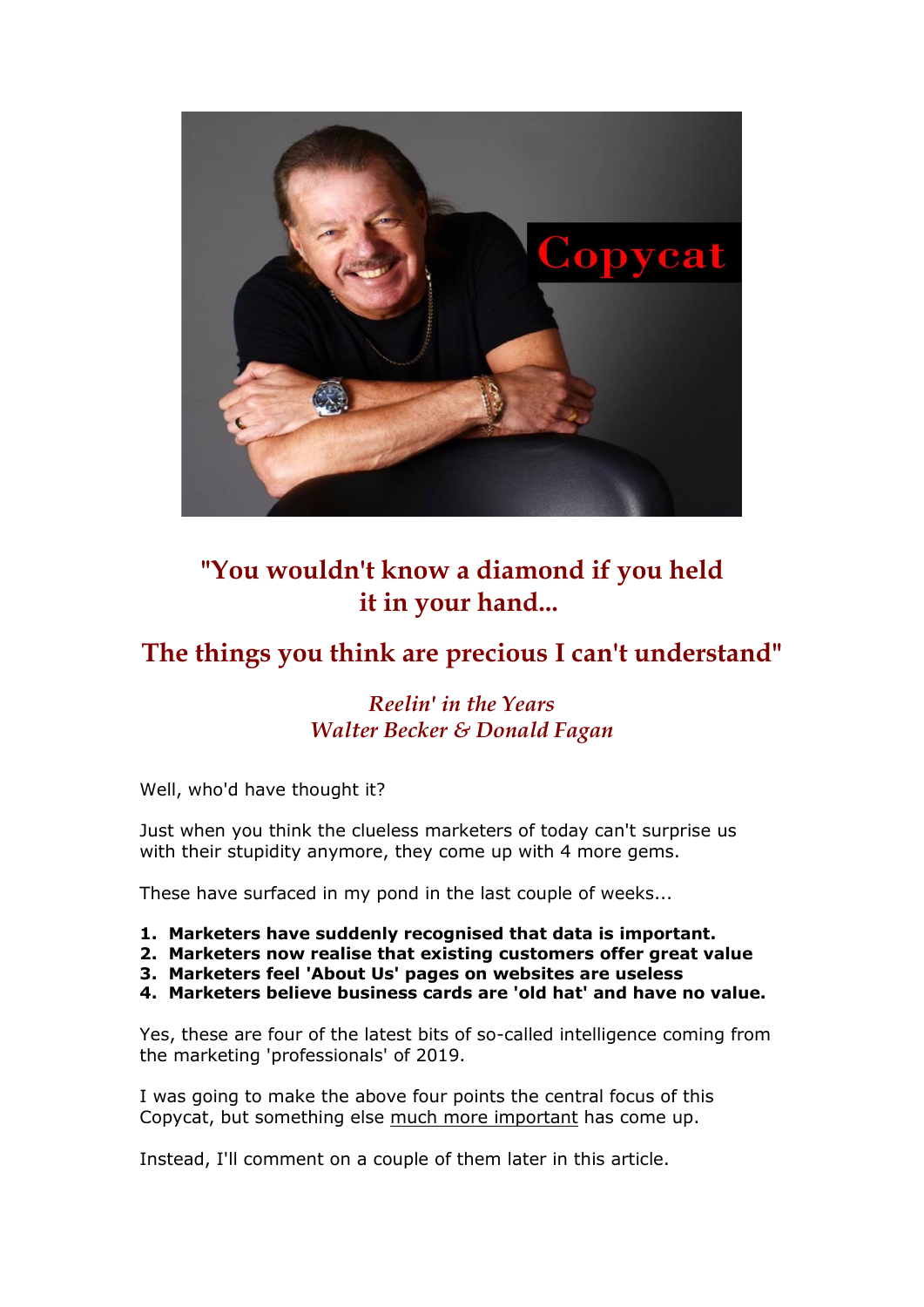## "You wouldn't know a diamond if you held it in your hand...

## The things you think are precious I can't understand"

*Reelin' in the Years*
*Walter Becker & Donald Fagan*

Well, who'd have thought it?

Just when you think the clueless marketers of today can't surprise us with their stupidity anymore, they come up with 4 more gems.

These have surfaced in my pond in the last couple of weeks...

1. **Marketers have suddenly recognised that data is important.**
2. **Marketers now realise that existing customers offer great value**
3. **Marketers feel 'About Us' pages on websites are useless**
4. **Marketers believe business cards are 'old hat' and have no value.**

Yes, these are four of the latest bits of so-called intelligence coming from the marketing 'professionals' of 2019.

I was going to make the above four points the central focus of this Copycat, but something else much more important has come up.

Instead, I'll comment on a couple of them later in this article.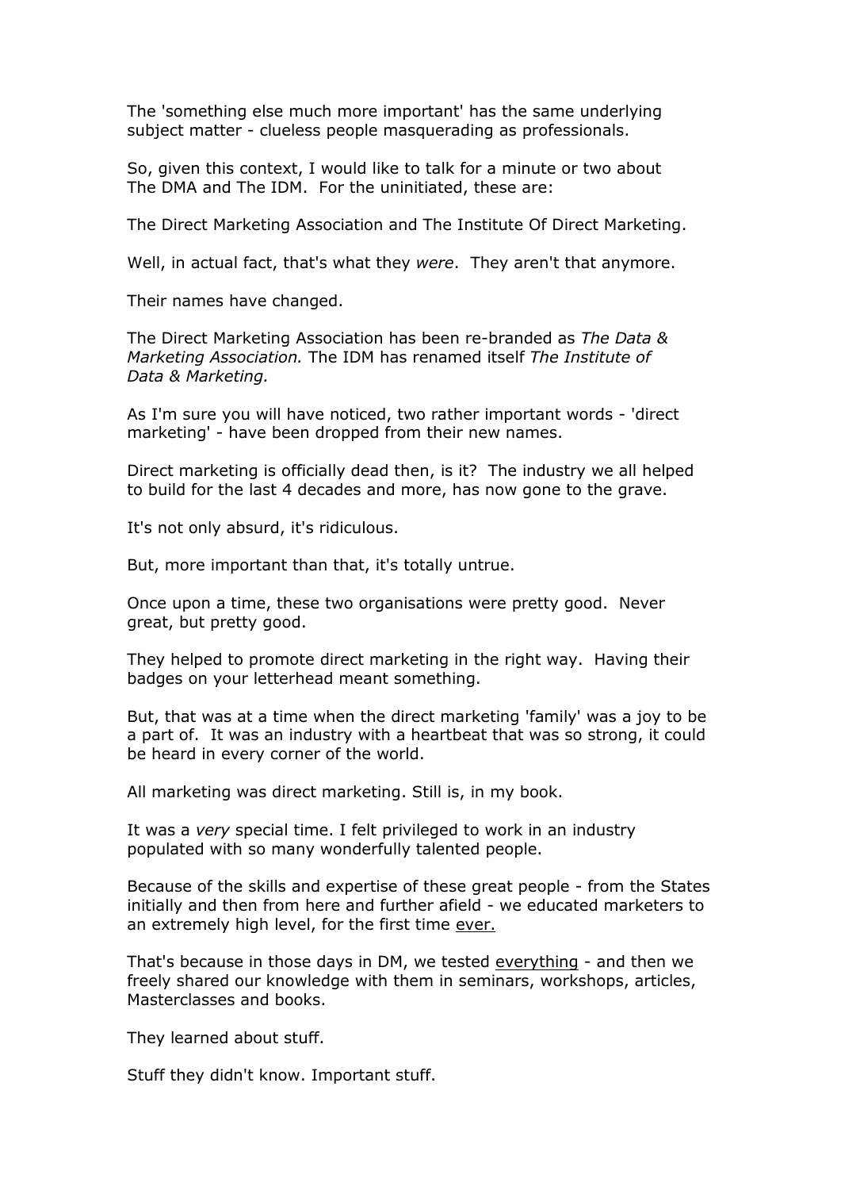The 'something else much more important' has the same underlying subject matter - clueless people masquerading as professionals.

So, given this context, I would like to talk for a minute or two about The DMA and The IDM. For the uninitiated, these are:

The Direct Marketing Association and The Institute Of Direct Marketing.

Well, in actual fact, that's what they *were*. They aren't that anymore.

Their names have changed.

The Direct Marketing Association has been re-branded as *The Data & Marketing Association.* The IDM has renamed itself *The Institute of Data & Marketing.*

As I'm sure you will have noticed, two rather important words - 'direct marketing' - have been dropped from their new names.

Direct marketing is officially dead then, is it? The industry we all helped to build for the last 4 decades and more, has now gone to the grave.

It's not only absurd, it's ridiculous.

But, more important than that, it's totally untrue.

Once upon a time, these two organisations were pretty good. Never great, but pretty good.

They helped to promote direct marketing in the right way. Having their badges on your letterhead meant something.

But, that was at a time when the direct marketing 'family' was a joy to be a part of. It was an industry with a heartbeat that was so strong, it could be heard in every corner of the world.

All marketing was direct marketing. Still is, in my book.

It was a *very* special time. I felt privileged to work in an industry populated with so many wonderfully talented people.

Because of the skills and expertise of these great people - from the States initially and then from here and further afield - we educated marketers to an extremely high level, for the first time <u>ever.</u>

That's because in those days in DM, we tested <u>everything</u> - and then we freely shared our knowledge with them in seminars, workshops, articles, Masterclasses and books.

They learned about stuff.

Stuff they didn't know. Important stuff.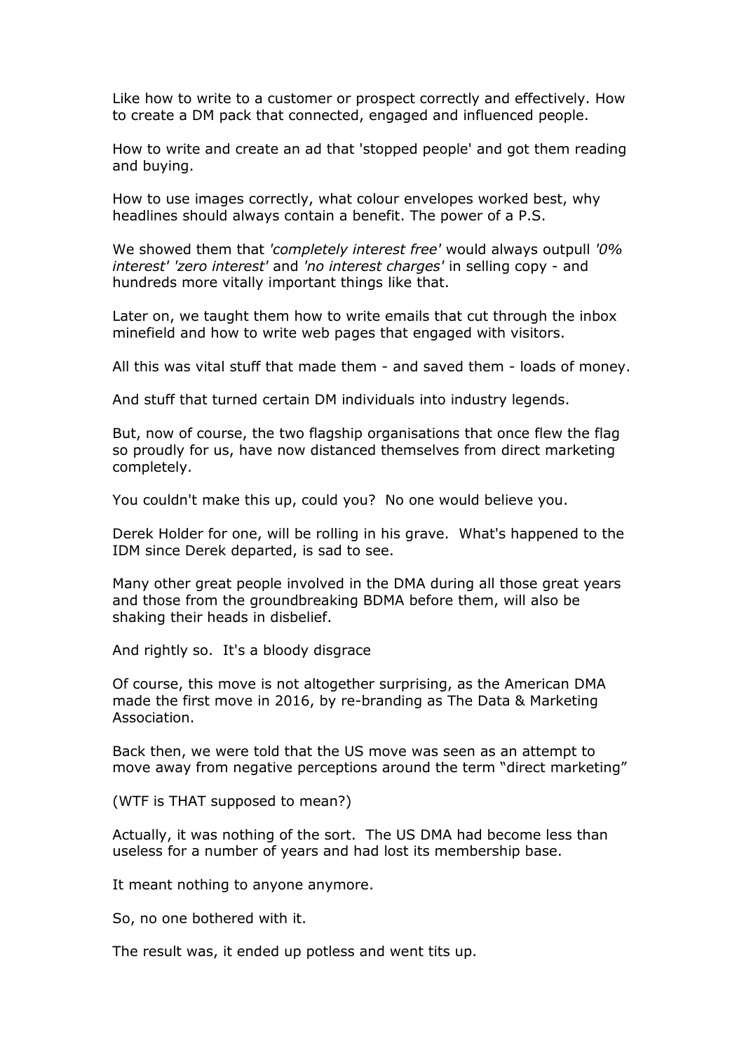Like how to write to a customer or prospect correctly and effectively. How to create a DM pack that connected, engaged and influenced people.

How to write and create an ad that 'stopped people' and got them reading and buying.

How to use images correctly, what colour envelopes worked best, why headlines should always contain a benefit. The power of a P.S.

We showed them that *'completely interest free'* would always outpull *'0% interest' 'zero interest'* and *'no interest charges'* in selling copy - and hundreds more vitally important things like that.

Later on, we taught them how to write emails that cut through the inbox minefield and how to write web pages that engaged with visitors.

All this was vital stuff that made them - and saved them - loads of money.

And stuff that turned certain DM individuals into industry legends.

But, now of course, the two flagship organisations that once flew the flag so proudly for us, have now distanced themselves from direct marketing completely.

You couldn't make this up, could you? No one would believe you.

Derek Holder for one, will be rolling in his grave. What's happened to the IDM since Derek departed, is sad to see.

Many other great people involved in the DMA during all those great years and those from the groundbreaking BDMA before them, will also be shaking their heads in disbelief.

And rightly so. It's a bloody disgrace

Of course, this move is not altogether surprising, as the American DMA made the first move in 2016, by re-branding as The Data & Marketing Association.

Back then, we were told that the US move was seen as an attempt to move away from negative perceptions around the term "direct marketing"

(WTF is THAT supposed to mean?)

Actually, it was nothing of the sort. The US DMA had become less than useless for a number of years and had lost its membership base.

It meant nothing to anyone anymore.

So, no one bothered with it.

The result was, it ended up potless and went tits up.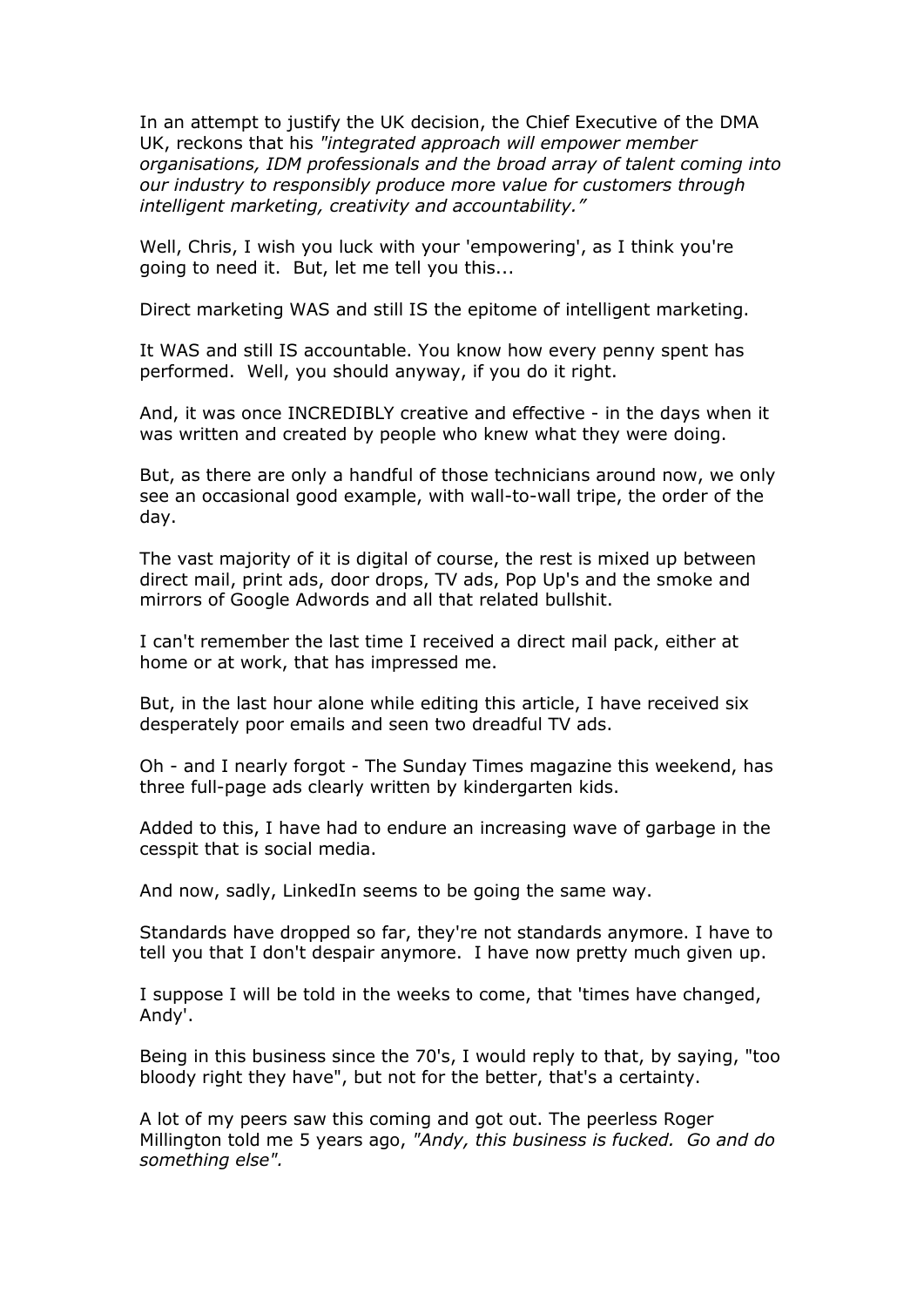In an attempt to justify the UK decision, the Chief Executive of the DMA UK, reckons that his *"integrated approach will empower member organisations, IDM professionals and the broad array of talent coming into our industry to responsibly produce more value for customers through intelligent marketing, creativity and accountability."*

Well, Chris, I wish you luck with your 'empowering', as I think you're going to need it. But, let me tell you this...

Direct marketing WAS and still IS the epitome of intelligent marketing.

It WAS and still IS accountable. You know how every penny spent has performed. Well, you should anyway, if you do it right.

And, it was once INCREDIBLY creative and effective - in the days when it was written and created by people who knew what they were doing.

But, as there are only a handful of those technicians around now, we only see an occasional good example, with wall-to-wall tripe, the order of the day.

The vast majority of it is digital of course, the rest is mixed up between direct mail, print ads, door drops, TV ads, Pop Up's and the smoke and mirrors of Google Adwords and all that related bullshit.

I can't remember the last time I received a direct mail pack, either at home or at work, that has impressed me.

But, in the last hour alone while editing this article, I have received six desperately poor emails and seen two dreadful TV ads.

Oh - and I nearly forgot - The Sunday Times magazine this weekend, has three full-page ads clearly written by kindergarten kids.

Added to this, I have had to endure an increasing wave of garbage in the cesspit that is social media.

And now, sadly, LinkedIn seems to be going the same way.

Standards have dropped so far, they're not standards anymore. I have to tell you that I don't despair anymore. I have now pretty much given up.

I suppose I will be told in the weeks to come, that 'times have changed, Andy'.

Being in this business since the 70's, I would reply to that, by saying, "too bloody right they have", but not for the better, that's a certainty.

A lot of my peers saw this coming and got out. The peerless Roger Millington told me 5 years ago, *"Andy, this business is fucked. Go and do something else".*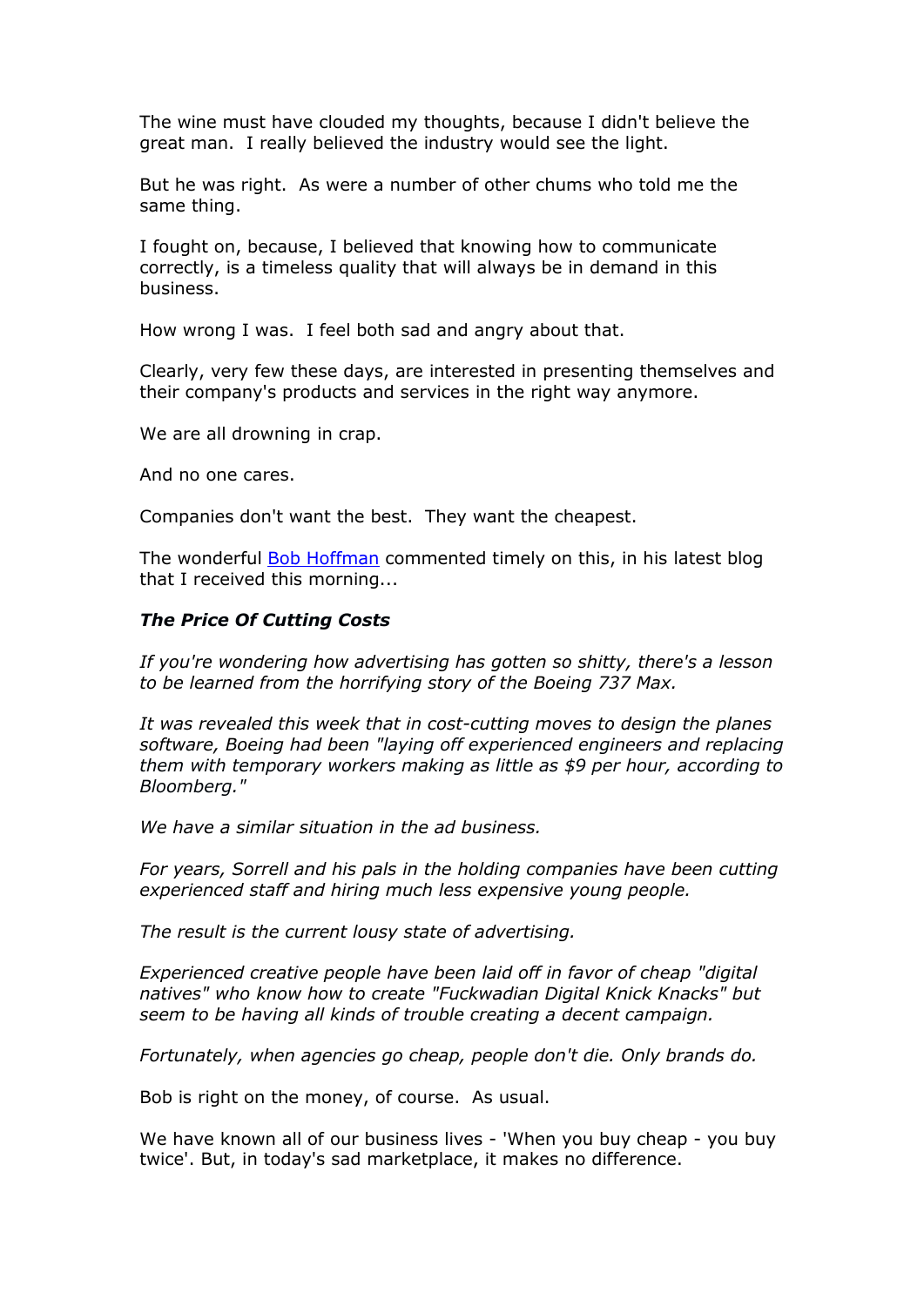The wine must have clouded my thoughts, because I didn't believe the great man.  I really believed the industry would see the light.

But he was right.  As were a number of other chums who told me the same thing.

I fought on, because, I believed that knowing how to communicate correctly, is a timeless quality that will always be in demand in this business.

How wrong I was.  I feel both sad and angry about that.

Clearly, very few these days, are interested in presenting themselves and their company's products and services in the right way anymore.

We are all drowning in crap.

And no one cares.

Companies don't want the best.  They want the cheapest.

The wonderful Bob Hoffman commented timely on this, in his latest blog that I received this morning...

***The Price Of Cutting Costs***

*If you're wondering how advertising has gotten so shitty, there's a lesson to be learned from the horrifying story of the Boeing 737 Max.*

*It was revealed this week that in cost-cutting moves to design the planes software, Boeing had been "laying off experienced engineers and replacing them with temporary workers making as little as $9 per hour, according to Bloomberg."*

*We have a similar situation in the ad business.*

*For years, Sorrell and his pals in the holding companies have been cutting experienced staff and hiring much less expensive young people.*

*The result is the current lousy state of advertising.*

*Experienced creative people have been laid off in favor of cheap "digital natives" who know how to create "Fuckwadian Digital Knick Knacks" but seem to be having all kinds of trouble creating a decent campaign.*

*Fortunately, when agencies go cheap, people don't die. Only brands do.*

Bob is right on the money, of course.  As usual.

We have known all of our business lives - 'When you buy cheap - you buy twice'. But, in today's sad marketplace, it makes no difference.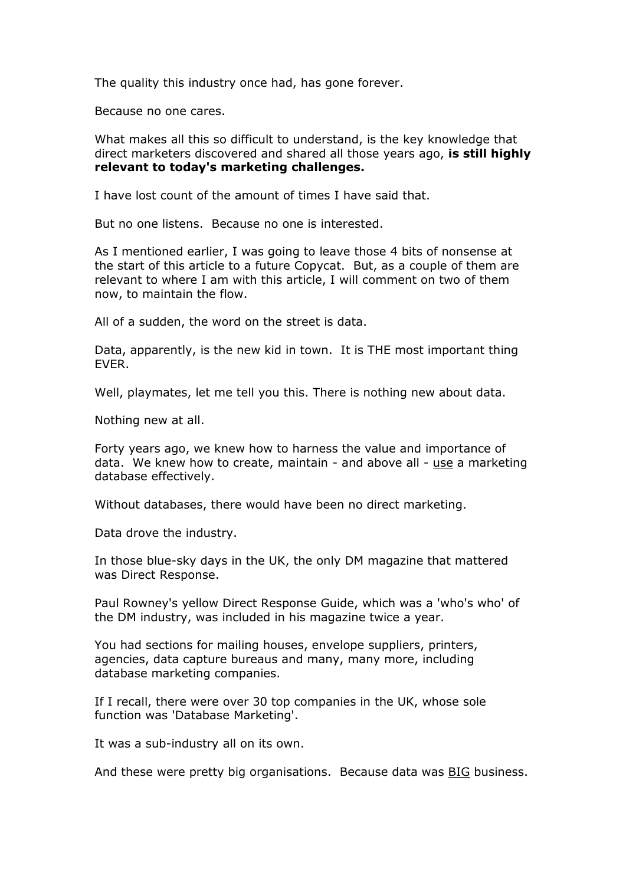The quality this industry once had, has gone forever.

Because no one cares.

What makes all this so difficult to understand, is the key knowledge that direct marketers discovered and shared all those years ago, **is still highly relevant to today's marketing challenges.**

I have lost count of the amount of times I have said that.

But no one listens. Because no one is interested.

As I mentioned earlier, I was going to leave those 4 bits of nonsense at the start of this article to a future Copycat. But, as a couple of them are relevant to where I am with this article, I will comment on two of them now, to maintain the flow.

All of a sudden, the word on the street is data.

Data, apparently, is the new kid in town. It is THE most important thing EVER.

Well, playmates, let me tell you this. There is nothing new about data.

Nothing new at all.

Forty years ago, we knew how to harness the value and importance of data. We knew how to create, maintain - and above all - <u>use</u> a marketing database effectively.

Without databases, there would have been no direct marketing.

Data drove the industry.

In those blue-sky days in the UK, the only DM magazine that mattered was Direct Response.

Paul Rowney's yellow Direct Response Guide, which was a 'who's who' of the DM industry, was included in his magazine twice a year.

You had sections for mailing houses, envelope suppliers, printers, agencies, data capture bureaus and many, many more, including database marketing companies.

If I recall, there were over 30 top companies in the UK, whose sole function was 'Database Marketing'.

It was a sub-industry all on its own.

And these were pretty big organisations. Because data was <u>BIG</u> business.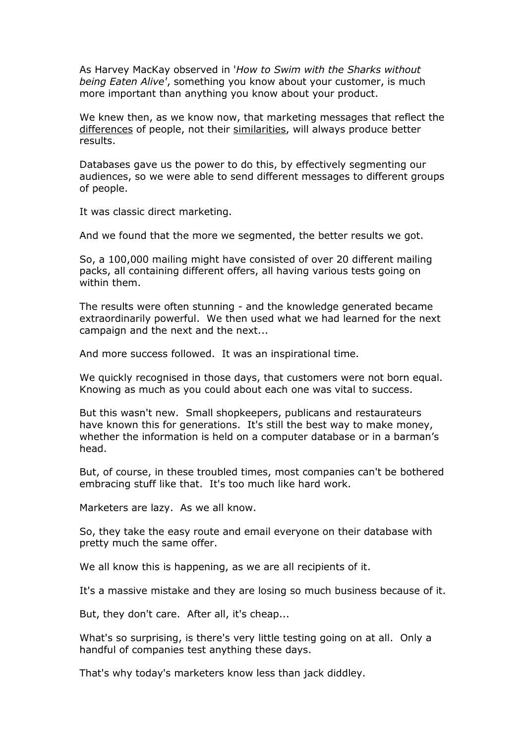As Harvey MacKay observed in '*How to Swim with the Sharks without being Eaten Alive*', something you know about your customer, is much more important than anything you know about your product.

We knew then, as we know now, that marketing messages that reflect the <u>differences</u> of people, not their <u>similarities</u>, will always produce better results.

Databases gave us the power to do this, by effectively segmenting our audiences, so we were able to send different messages to different groups of people.

It was classic direct marketing.

And we found that the more we segmented, the better results we got.

So, a 100,000 mailing might have consisted of over 20 different mailing packs, all containing different offers, all having various tests going on within them.

The results were often stunning - and the knowledge generated became extraordinarily powerful. We then used what we had learned for the next campaign and the next and the next...

And more success followed. It was an inspirational time.

We quickly recognised in those days, that customers were not born equal. Knowing as much as you could about each one was vital to success.

But this wasn't new. Small shopkeepers, publicans and restaurateurs have known this for generations. It's still the best way to make money, whether the information is held on a computer database or in a barman's head.

But, of course, in these troubled times, most companies can't be bothered embracing stuff like that. It's too much like hard work.

Marketers are lazy. As we all know.

So, they take the easy route and email everyone on their database with pretty much the same offer.

We all know this is happening, as we are all recipients of it.

It's a massive mistake and they are losing so much business because of it.

But, they don't care. After all, it's cheap...

What's so surprising, is there's very little testing going on at all. Only a handful of companies test anything these days.

That's why today's marketers know less than jack diddley.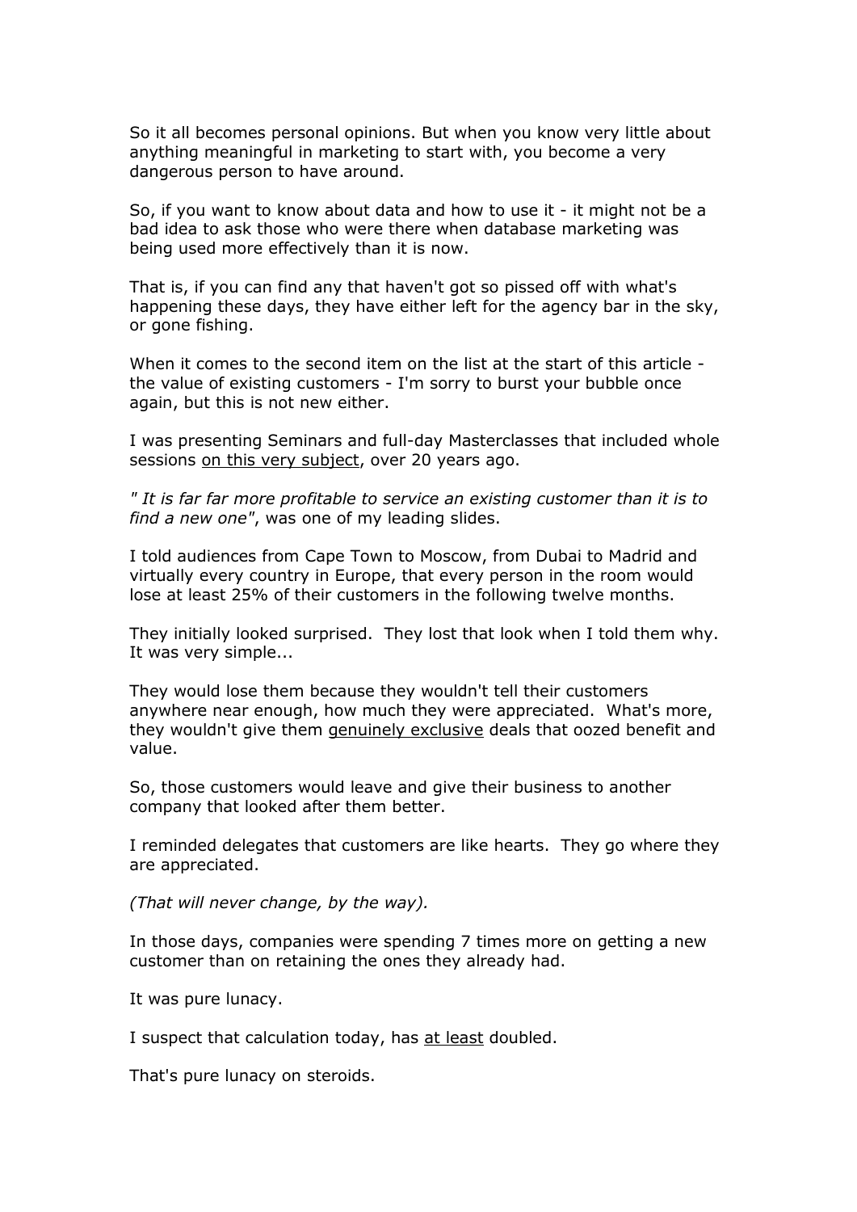So it all becomes personal opinions. But when you know very little about anything meaningful in marketing to start with, you become a very dangerous person to have around.

So, if you want to know about data and how to use it - it might not be a bad idea to ask those who were there when database marketing was being used more effectively than it is now.

That is, if you can find any that haven't got so pissed off with what's happening these days, they have either left for the agency bar in the sky, or gone fishing.

When it comes to the second item on the list at the start of this article - the value of existing customers - I'm sorry to burst your bubble once again, but this is not new either.

I was presenting Seminars and full-day Masterclasses that included whole sessions <u>on this very subject</u>, over 20 years ago.

*" It is far far more profitable to service an existing customer than it is to find a new one"*, was one of my leading slides.

I told audiences from Cape Town to Moscow, from Dubai to Madrid and virtually every country in Europe, that every person in the room would lose at least 25% of their customers in the following twelve months.

They initially looked surprised. They lost that look when I told them why. It was very simple...

They would lose them because they wouldn't tell their customers anywhere near enough, how much they were appreciated. What's more, they wouldn't give them <u>genuinely exclusive</u> deals that oozed benefit and value.

So, those customers would leave and give their business to another company that looked after them better.

I reminded delegates that customers are like hearts. They go where they are appreciated.

*(That will never change, by the way).*

In those days, companies were spending 7 times more on getting a new customer than on retaining the ones they already had.

It was pure lunacy.

I suspect that calculation today, has <u>at least</u> doubled.

That's pure lunacy on steroids.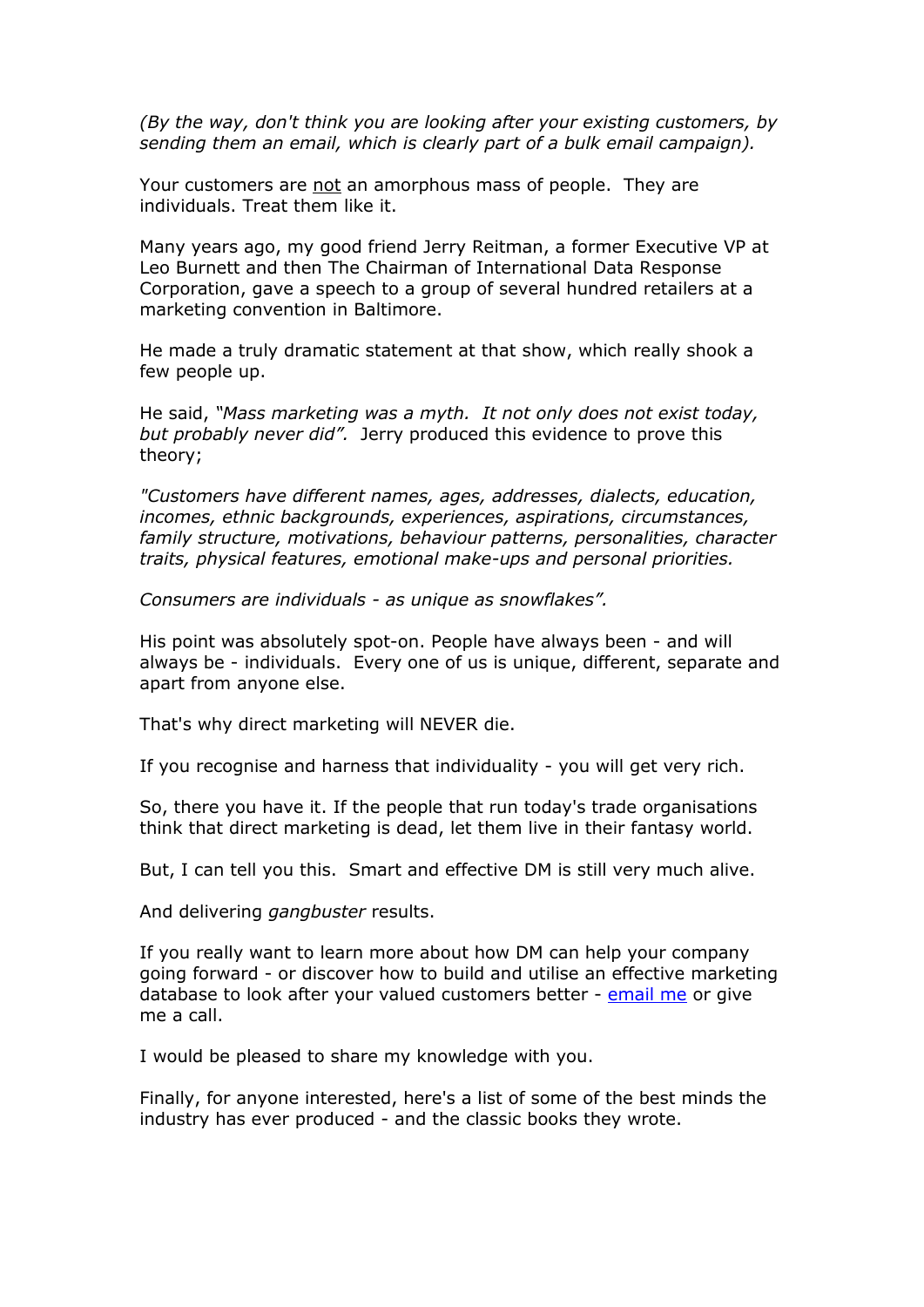*(By the way, don't think you are looking after your existing customers, by sending them an email, which is clearly part of a bulk email campaign).*

Your customers are <u>not</u> an amorphous mass of people. They are individuals. Treat them like it.

Many years ago, my good friend Jerry Reitman, a former Executive VP at Leo Burnett and then The Chairman of International Data Response Corporation, gave a speech to a group of several hundred retailers at a marketing convention in Baltimore.

He made a truly dramatic statement at that show, which really shook a few people up.

He said, *"Mass marketing was a myth. It not only does not exist today, but probably never did".* Jerry produced this evidence to prove this theory;

*"Customers have different names, ages, addresses, dialects, education, incomes, ethnic backgrounds, experiences, aspirations, circumstances, family structure, motivations, behaviour patterns, personalities, character traits, physical features, emotional make-ups and personal priorities.*

*Consumers are individuals - as unique as snowflakes".*

His point was absolutely spot-on. People have always been - and will always be - individuals. Every one of us is unique, different, separate and apart from anyone else.

That's why direct marketing will NEVER die.

If you recognise and harness that individuality - you will get very rich.

So, there you have it. If the people that run today's trade organisations think that direct marketing is dead, let them live in their fantasy world.

But, I can tell you this. Smart and effective DM is still very much alive.

And delivering *gangbuster* results.

If you really want to learn more about how DM can help your company going forward - or discover how to build and utilise an effective marketing database to look after your valued customers better - [email me] or give me a call.

I would be pleased to share my knowledge with you.

Finally, for anyone interested, here's a list of some of the best minds the industry has ever produced - and the classic books they wrote.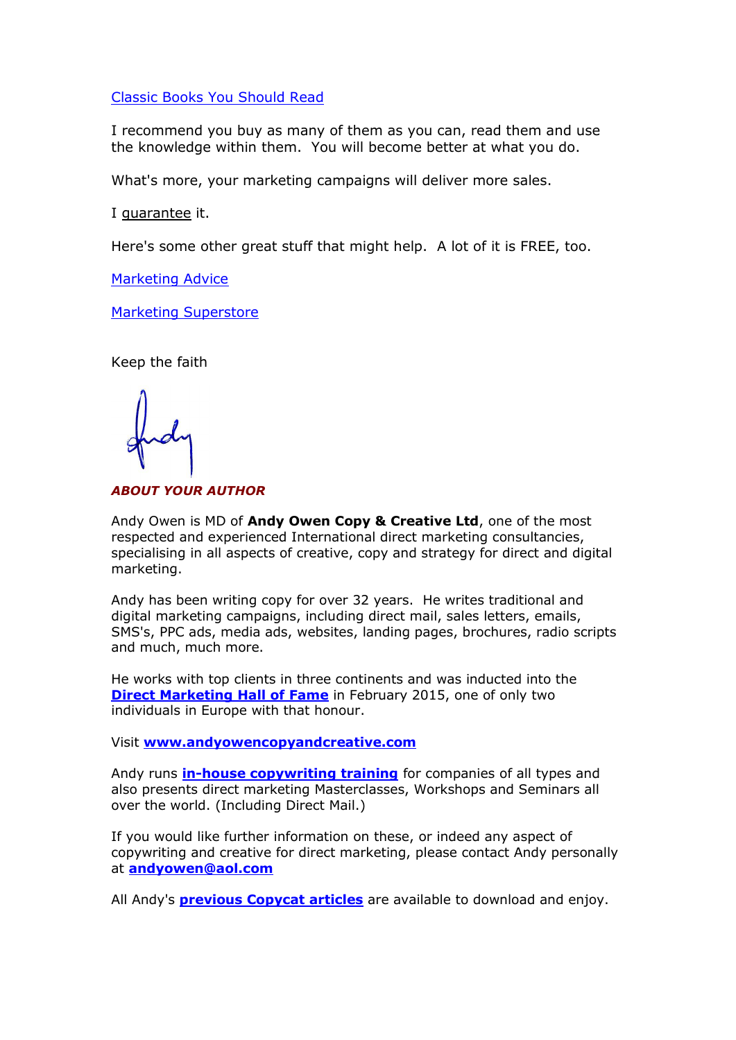[Classic Books You Should Read]

I recommend you buy as many of them as you can, read them and use the knowledge within them.  You will become better at what you do.

What's more, your marketing campaigns will deliver more sales.

I guarantee it.

Here's some other great stuff that might help.  A lot of it is FREE, too.

[Marketing Advice]

[Marketing Superstore]

Keep the faith

Andy

***ABOUT YOUR AUTHOR***

Andy Owen is MD of **Andy Owen Copy & Creative Ltd**, one of the most respected and experienced International direct marketing consultancies, specialising in all aspects of creative, copy and strategy for direct and digital marketing.

Andy has been writing copy for over 32 years.  He writes traditional and digital marketing campaigns, including direct mail, sales letters, emails, SMS's, PPC ads, media ads, websites, landing pages, brochures, radio scripts and much, much more.

He works with top clients in three continents and was inducted into the **Direct Marketing Hall of Fame** in February 2015, one of only two individuals in Europe with that honour.

Visit **www.andyowencopyandcreative.com**

Andy runs **in-house copywriting training** for companies of all types and also presents direct marketing Masterclasses, Workshops and Seminars all over the world. (Including Direct Mail.)

If you would like further information on these, or indeed any aspect of copywriting and creative for direct marketing, please contact Andy personally at **andyowen@aol.com**

All Andy's **previous Copycat articles** are available to download and enjoy.